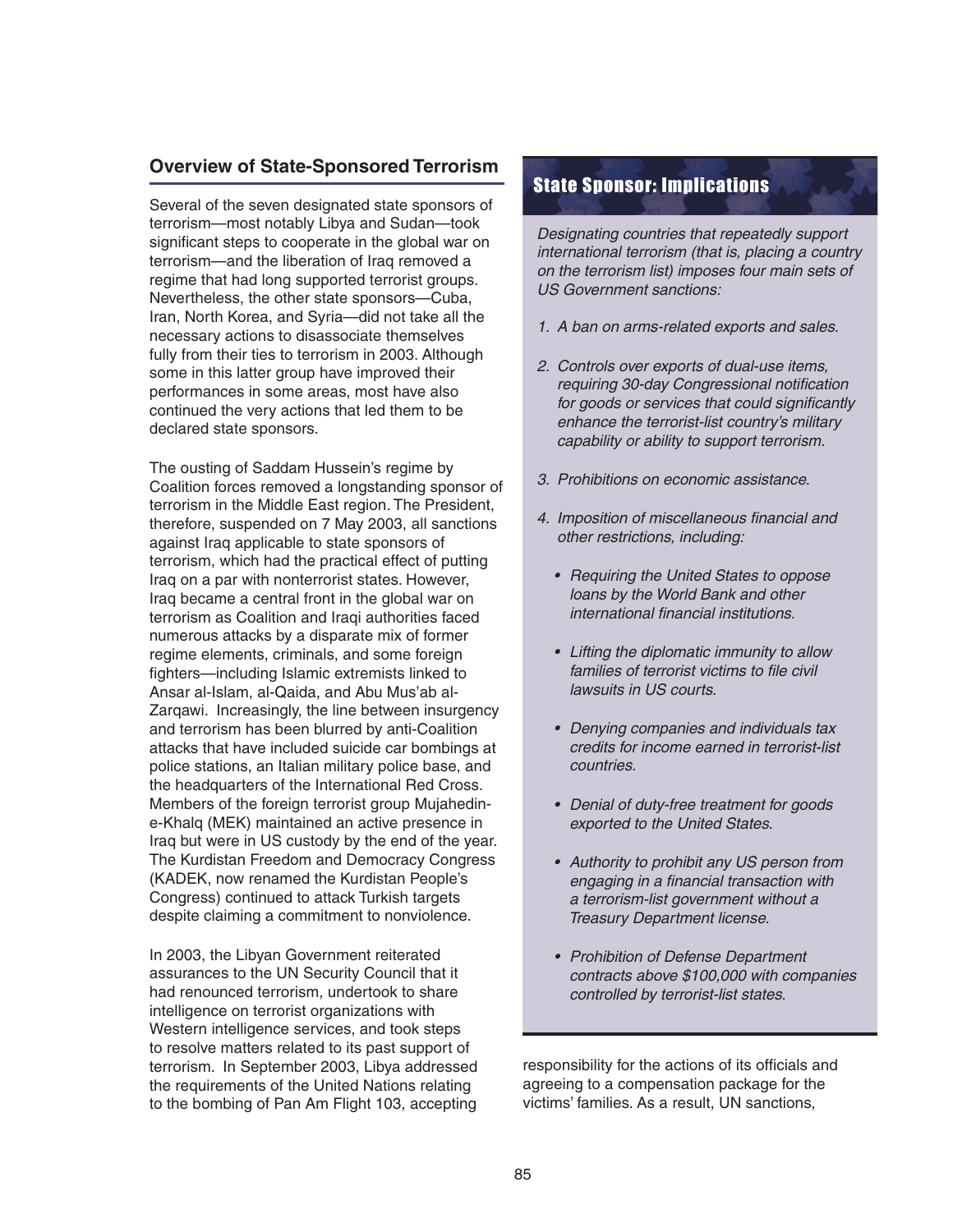## Overview of State-Sponsored Terrorism

Several of the seven designated state sponsors of terrorism—most notably Libya and Sudan—took significant steps to cooperate in the global war on terrorism—and the liberation of Iraq removed a regime that had long supported terrorist groups. Nevertheless, the other state sponsors—Cuba, Iran, North Korea, and Syria—did not take all the necessary actions to disassociate themselves fully from their ties to terrorism in 2003. Although some in this latter group have improved their performances in some areas, most have also continued the very actions that led them to be declared state sponsors.

The ousting of Saddam Hussein's regime by Coalition forces removed a longstanding sponsor of terrorism in the Middle East region. The President, therefore, suspended on 7 May 2003, all sanctions against Iraq applicable to state sponsors of terrorism, which had the practical effect of putting Iraq on a par with nonterrorist states. However, Iraq became a central front in the global war on terrorism as Coalition and Iraqi authorities faced numerous attacks by a disparate mix of former regime elements, criminals, and some foreign fighters—including Islamic extremists linked to Ansar al-Islam, al-Qaida, and Abu Mus'ab al-Zarqawi. Increasingly, the line between insurgency and terrorism has been blurred by anti-Coalition attacks that have included suicide car bombings at police stations, an Italian military police base, and the headquarters of the International Red Cross. Members of the foreign terrorist group Mujahedin-e-Khalq (MEK) maintained an active presence in Iraq but were in US custody by the end of the year. The Kurdistan Freedom and Democracy Congress (KADEK, now renamed the Kurdistan People's Congress) continued to attack Turkish targets despite claiming a commitment to nonviolence.

In 2003, the Libyan Government reiterated assurances to the UN Security Council that it had renounced terrorism, undertook to share intelligence on terrorist organizations with Western intelligence services, and took steps to resolve matters related to its past support of terrorism. In September 2003, Libya addressed the requirements of the United Nations relating to the bombing of Pan Am Flight 103, accepting responsibility for the actions of its officials and agreeing to a compensation package for the victims' families. As a result, UN sanctions,

### State Sponsor: Implications

*Designating countries that repeatedly support international terrorism (that is, placing a country on the terrorism list) imposes four main sets of US Government sanctions:*

1. *A ban on arms-related exports and sales.*
2. *Controls over exports of dual-use items, requiring 30-day Congressional notification for goods or services that could significantly enhance the terrorist-list country's military capability or ability to support terrorism.*
3. *Prohibitions on economic assistance.*
4. *Imposition of miscellaneous financial and other restrictions, including:*
   - *Requiring the United States to oppose loans by the World Bank and other international financial institutions.*
   - *Lifting the diplomatic immunity to allow families of terrorist victims to file civil lawsuits in US courts.*
   - *Denying companies and individuals tax credits for income earned in terrorist-list countries.*
   - *Denial of duty-free treatment for goods exported to the United States.*
   - *Authority to prohibit any US person from engaging in a financial transaction with a terrorism-list government without a Treasury Department license.*
   - *Prohibition of Defense Department contracts above $100,000 with companies controlled by terrorist-list states.*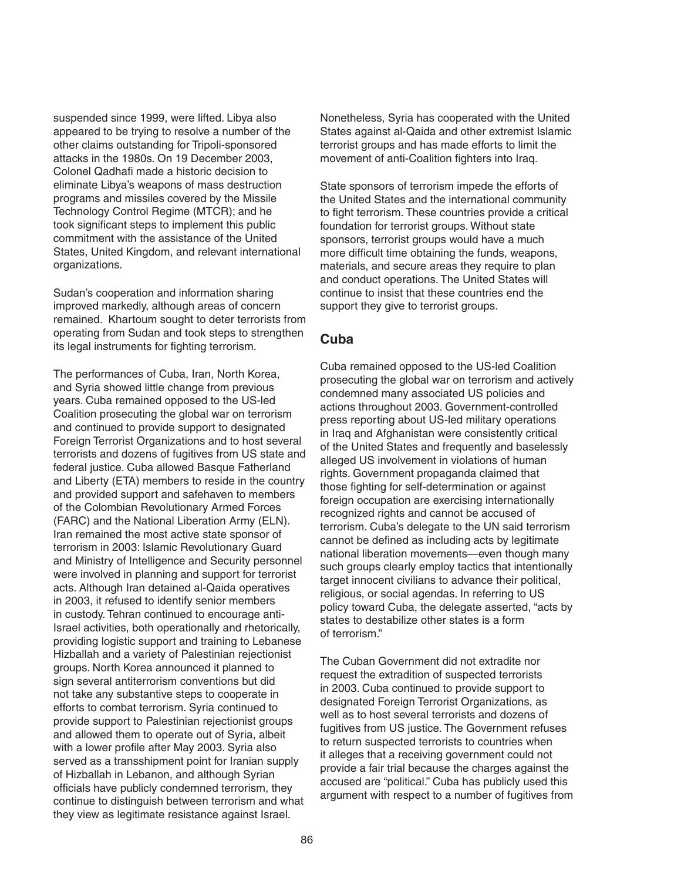suspended since 1999, were lifted. Libya also appeared to be trying to resolve a number of the other claims outstanding for Tripoli-sponsored attacks in the 1980s. On 19 December 2003, Colonel Qadhafi made a historic decision to eliminate Libya's weapons of mass destruction programs and missiles covered by the Missile Technology Control Regime (MTCR); and he took significant steps to implement this public commitment with the assistance of the United States, United Kingdom, and relevant international organizations.

Sudan's cooperation and information sharing improved markedly, although areas of concern remained. Khartoum sought to deter terrorists from operating from Sudan and took steps to strengthen its legal instruments for fighting terrorism.

The performances of Cuba, Iran, North Korea, and Syria showed little change from previous years. Cuba remained opposed to the US-led Coalition prosecuting the global war on terrorism and continued to provide support to designated Foreign Terrorist Organizations and to host several terrorists and dozens of fugitives from US state and federal justice. Cuba allowed Basque Fatherland and Liberty (ETA) members to reside in the country and provided support and safehaven to members of the Colombian Revolutionary Armed Forces (FARC) and the National Liberation Army (ELN). Iran remained the most active state sponsor of terrorism in 2003: Islamic Revolutionary Guard and Ministry of Intelligence and Security personnel were involved in planning and support for terrorist acts. Although Iran detained al-Qaida operatives in 2003, it refused to identify senior members in custody. Tehran continued to encourage anti-Israel activities, both operationally and rhetorically, providing logistic support and training to Lebanese Hizballah and a variety of Palestinian rejectionist groups. North Korea announced it planned to sign several antiterrorism conventions but did not take any substantive steps to cooperate in efforts to combat terrorism. Syria continued to provide support to Palestinian rejectionist groups and allowed them to operate out of Syria, albeit with a lower profile after May 2003. Syria also served as a transshipment point for Iranian supply of Hizballah in Lebanon, and although Syrian officials have publicly condemned terrorism, they continue to distinguish between terrorism and what they view as legitimate resistance against Israel. Nonetheless, Syria has cooperated with the United States against al-Qaida and other extremist Islamic terrorist groups and has made efforts to limit the movement of anti-Coalition fighters into Iraq.

State sponsors of terrorism impede the efforts of the United States and the international community to fight terrorism. These countries provide a critical foundation for terrorist groups. Without state sponsors, terrorist groups would have a much more difficult time obtaining the funds, weapons, materials, and secure areas they require to plan and conduct operations. The United States will continue to insist that these countries end the support they give to terrorist groups.

## Cuba

Cuba remained opposed to the US-led Coalition prosecuting the global war on terrorism and actively condemned many associated US policies and actions throughout 2003. Government-controlled press reporting about US-led military operations in Iraq and Afghanistan were consistently critical of the United States and frequently and baselessly alleged US involvement in violations of human rights. Government propaganda claimed that those fighting for self-determination or against foreign occupation are exercising internationally recognized rights and cannot be accused of terrorism. Cuba's delegate to the UN said terrorism cannot be defined as including acts by legitimate national liberation movements—even though many such groups clearly employ tactics that intentionally target innocent civilians to advance their political, religious, or social agendas. In referring to US policy toward Cuba, the delegate asserted, "acts by states to destabilize other states is a form of terrorism."

The Cuban Government did not extradite nor request the extradition of suspected terrorists in 2003. Cuba continued to provide support to designated Foreign Terrorist Organizations, as well as to host several terrorists and dozens of fugitives from US justice. The Government refuses to return suspected terrorists to countries when it alleges that a receiving government could not provide a fair trial because the charges against the accused are "political." Cuba has publicly used this argument with respect to a number of fugitives from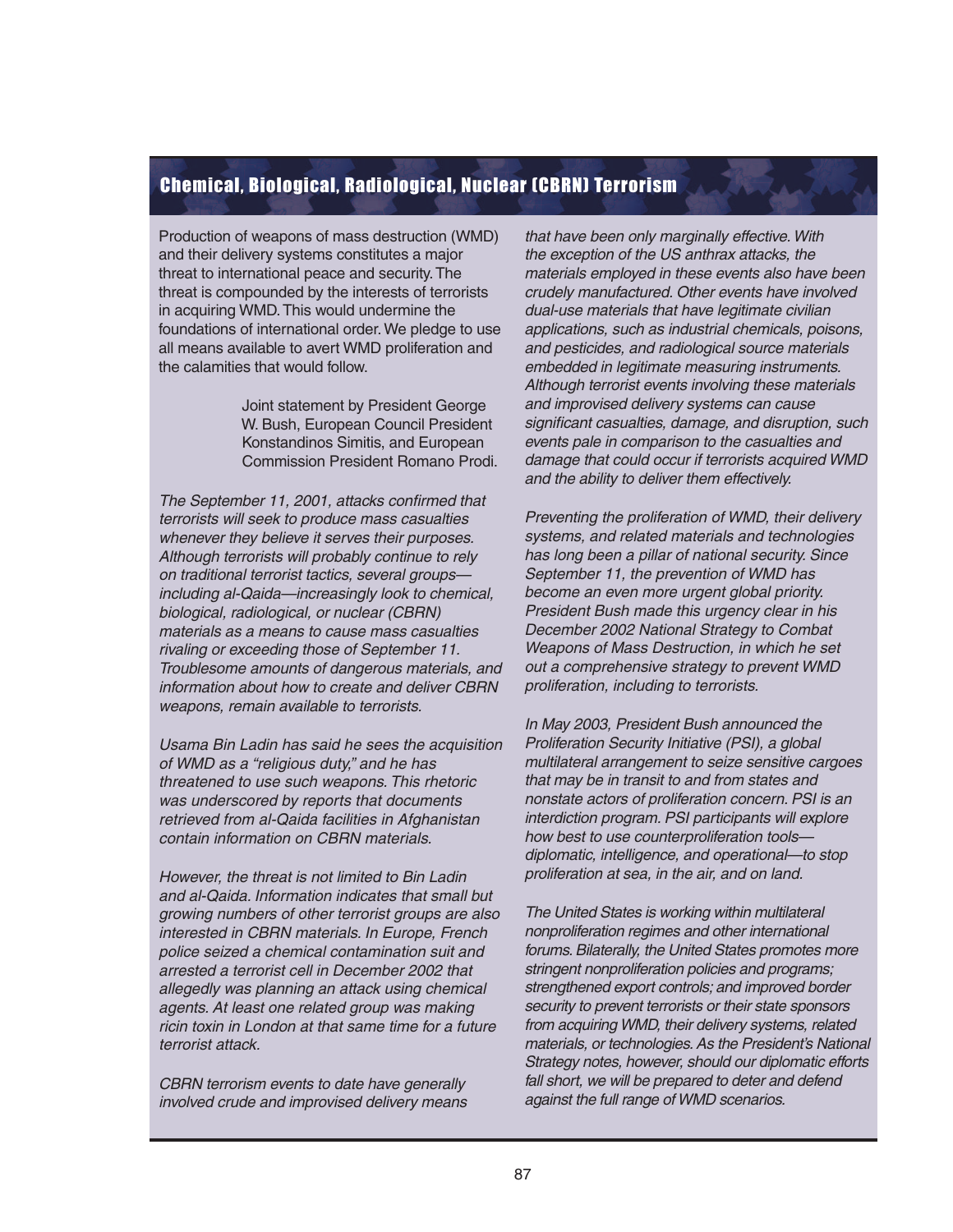## Chemical, Biological, Radiological, Nuclear (CBRN) Terrorism

Production of weapons of mass destruction (WMD) and their delivery systems constitutes a major threat to international peace and security. The threat is compounded by the interests of terrorists in acquiring WMD. This would undermine the foundations of international order. We pledge to use all means available to avert WMD proliferation and the calamities that would follow.

> Joint statement by President George W. Bush, European Council President Konstandinos Simitis, and European Commission President Romano Prodi.

*The September 11, 2001, attacks confirmed that terrorists will seek to produce mass casualties whenever they believe it serves their purposes. Although terrorists will probably continue to rely on traditional terrorist tactics, several groups—including al-Qaida—increasingly look to chemical, biological, radiological, or nuclear (CBRN) materials as a means to cause mass casualties rivaling or exceeding those of September 11. Troublesome amounts of dangerous materials, and information about how to create and deliver CBRN weapons, remain available to terrorists.*

*Usama Bin Ladin has said he sees the acquisition of WMD as a "religious duty," and he has threatened to use such weapons. This rhetoric was underscored by reports that documents retrieved from al-Qaida facilities in Afghanistan contain information on CBRN materials.*

*However, the threat is not limited to Bin Ladin and al-Qaida. Information indicates that small but growing numbers of other terrorist groups are also interested in CBRN materials. In Europe, French police seized a chemical contamination suit and arrested a terrorist cell in December 2002 that allegedly was planning an attack using chemical agents. At least one related group was making ricin toxin in London at that same time for a future terrorist attack.*

*CBRN terrorism events to date have generally involved crude and improvised delivery means that have been only marginally effective. With the exception of the US anthrax attacks, the materials employed in these events also have been crudely manufactured. Other events have involved dual-use materials that have legitimate civilian applications, such as industrial chemicals, poisons, and pesticides, and radiological source materials embedded in legitimate measuring instruments. Although terrorist events involving these materials and improvised delivery systems can cause significant casualties, damage, and disruption, such events pale in comparison to the casualties and damage that could occur if terrorists acquired WMD and the ability to deliver them effectively.*

*Preventing the proliferation of WMD, their delivery systems, and related materials and technologies has long been a pillar of national security. Since September 11, the prevention of WMD has become an even more urgent global priority. President Bush made this urgency clear in his December 2002 National Strategy to Combat Weapons of Mass Destruction, in which he set out a comprehensive strategy to prevent WMD proliferation, including to terrorists.*

*In May 2003, President Bush announced the Proliferation Security Initiative (PSI), a global multilateral arrangement to seize sensitive cargoes that may be in transit to and from states and nonstate actors of proliferation concern. PSI is an interdiction program. PSI participants will explore how best to use counterproliferation tools—diplomatic, intelligence, and operational—to stop proliferation at sea, in the air, and on land.*

*The United States is working within multilateral nonproliferation regimes and other international forums. Bilaterally, the United States promotes more stringent nonproliferation policies and programs; strengthened export controls; and improved border security to prevent terrorists or their state sponsors from acquiring WMD, their delivery systems, related materials, or technologies. As the President's National Strategy notes, however, should our diplomatic efforts fall short, we will be prepared to deter and defend against the full range of WMD scenarios.*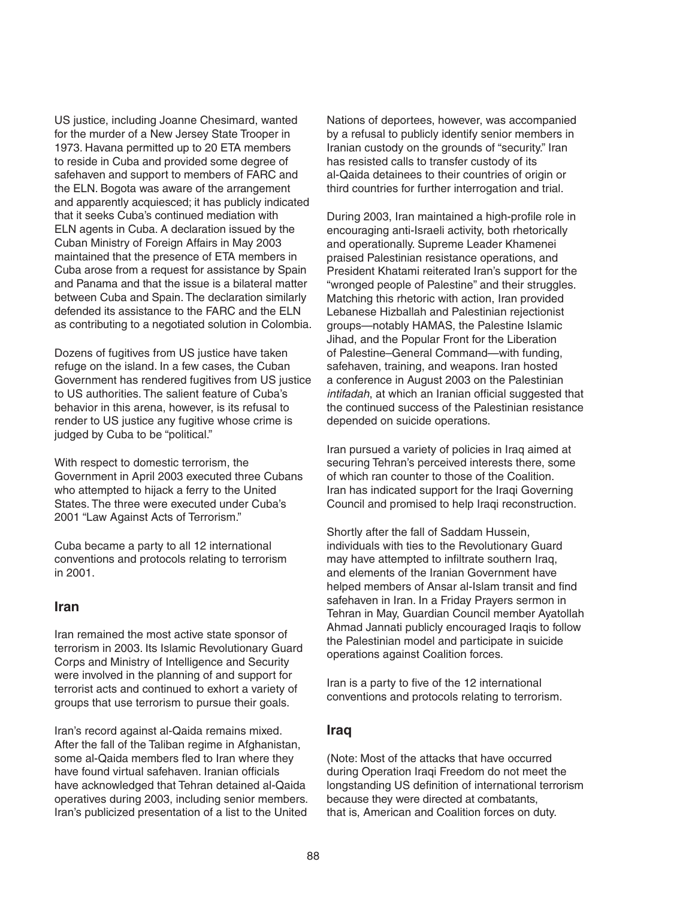US justice, including Joanne Chesimard, wanted for the murder of a New Jersey State Trooper in 1973. Havana permitted up to 20 ETA members to reside in Cuba and provided some degree of safehaven and support to members of FARC and the ELN. Bogota was aware of the arrangement and apparently acquiesced; it has publicly indicated that it seeks Cuba's continued mediation with ELN agents in Cuba. A declaration issued by the Cuban Ministry of Foreign Affairs in May 2003 maintained that the presence of ETA members in Cuba arose from a request for assistance by Spain and Panama and that the issue is a bilateral matter between Cuba and Spain. The declaration similarly defended its assistance to the FARC and the ELN as contributing to a negotiated solution in Colombia.

Dozens of fugitives from US justice have taken refuge on the island. In a few cases, the Cuban Government has rendered fugitives from US justice to US authorities. The salient feature of Cuba's behavior in this arena, however, is its refusal to render to US justice any fugitive whose crime is judged by Cuba to be "political."

With respect to domestic terrorism, the Government in April 2003 executed three Cubans who attempted to hijack a ferry to the United States. The three were executed under Cuba's 2001 "Law Against Acts of Terrorism."

Cuba became a party to all 12 international conventions and protocols relating to terrorism in 2001.

## Iran

Iran remained the most active state sponsor of terrorism in 2003. Its Islamic Revolutionary Guard Corps and Ministry of Intelligence and Security were involved in the planning of and support for terrorist acts and continued to exhort a variety of groups that use terrorism to pursue their goals.

Iran's record against al-Qaida remains mixed. After the fall of the Taliban regime in Afghanistan, some al-Qaida members fled to Iran where they have found virtual safehaven. Iranian officials have acknowledged that Tehran detained al-Qaida operatives during 2003, including senior members. Iran's publicized presentation of a list to the United Nations of deportees, however, was accompanied by a refusal to publicly identify senior members in Iranian custody on the grounds of "security." Iran has resisted calls to transfer custody of its al-Qaida detainees to their countries of origin or third countries for further interrogation and trial.

During 2003, Iran maintained a high-profile role in encouraging anti-Israeli activity, both rhetorically and operationally. Supreme Leader Khamenei praised Palestinian resistance operations, and President Khatami reiterated Iran's support for the "wronged people of Palestine" and their struggles. Matching this rhetoric with action, Iran provided Lebanese Hizballah and Palestinian rejectionist groups—notably HAMAS, the Palestine Islamic Jihad, and the Popular Front for the Liberation of Palestine–General Command—with funding, safehaven, training, and weapons. Iran hosted a conference in August 2003 on the Palestinian *intifadah*, at which an Iranian official suggested that the continued success of the Palestinian resistance depended on suicide operations.

Iran pursued a variety of policies in Iraq aimed at securing Tehran's perceived interests there, some of which ran counter to those of the Coalition. Iran has indicated support for the Iraqi Governing Council and promised to help Iraqi reconstruction.

Shortly after the fall of Saddam Hussein, individuals with ties to the Revolutionary Guard may have attempted to infiltrate southern Iraq, and elements of the Iranian Government have helped members of Ansar al-Islam transit and find safehaven in Iran. In a Friday Prayers sermon in Tehran in May, Guardian Council member Ayatollah Ahmad Jannati publicly encouraged Iraqis to follow the Palestinian model and participate in suicide operations against Coalition forces.

Iran is a party to five of the 12 international conventions and protocols relating to terrorism.

## Iraq

(Note: Most of the attacks that have occurred during Operation Iraqi Freedom do not meet the longstanding US definition of international terrorism because they were directed at combatants, that is, American and Coalition forces on duty.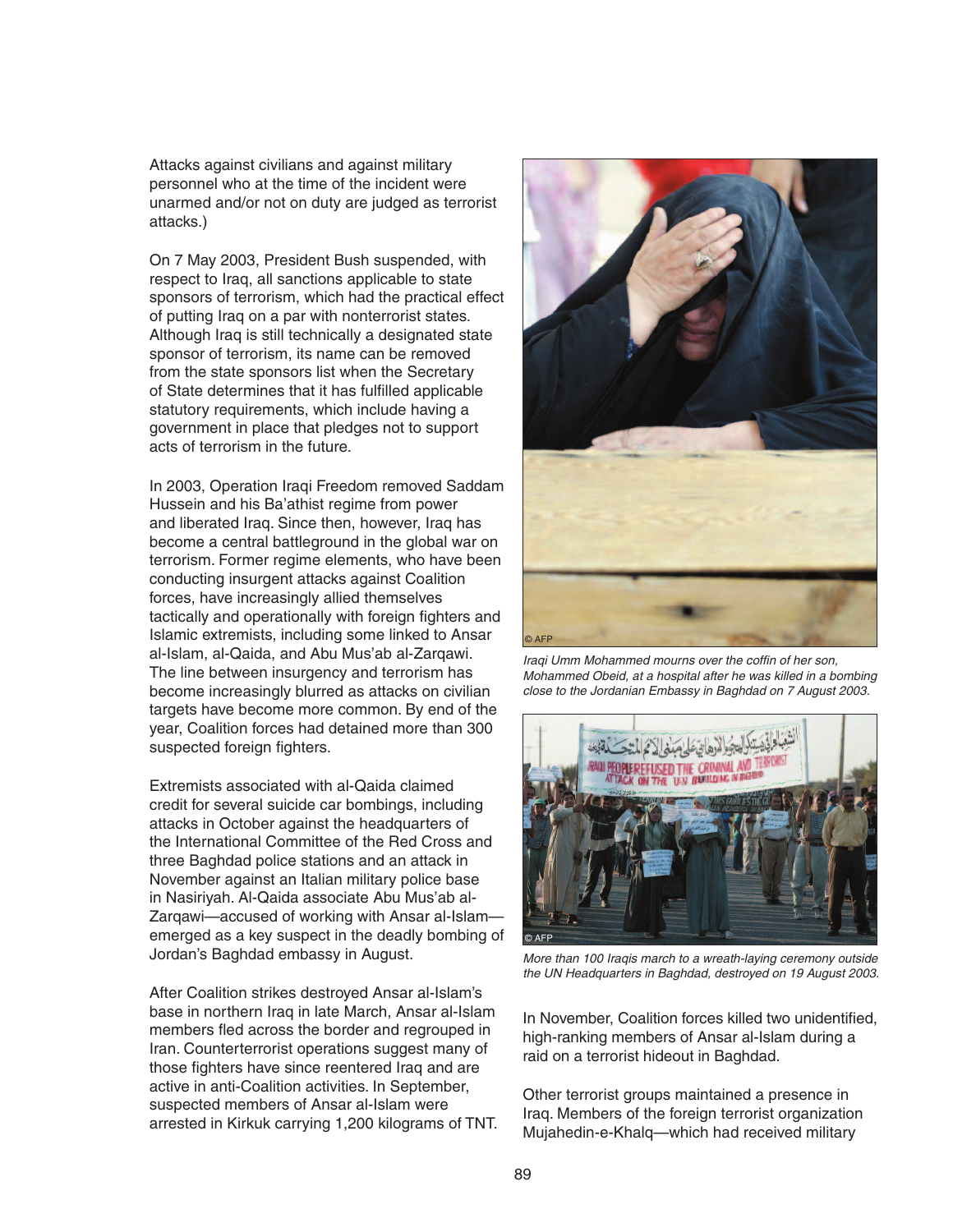Attacks against civilians and against military personnel who at the time of the incident were unarmed and/or not on duty are judged as terrorist attacks.)

On 7 May 2003, President Bush suspended, with respect to Iraq, all sanctions applicable to state sponsors of terrorism, which had the practical effect of putting Iraq on a par with nonterrorist states. Although Iraq is still technically a designated state sponsor of terrorism, its name can be removed from the state sponsors list when the Secretary of State determines that it has fulfilled applicable statutory requirements, which include having a government in place that pledges not to support acts of terrorism in the future.

In 2003, Operation Iraqi Freedom removed Saddam Hussein and his Ba'athist regime from power and liberated Iraq. Since then, however, Iraq has become a central battleground in the global war on terrorism. Former regime elements, who have been conducting insurgent attacks against Coalition forces, have increasingly allied themselves tactically and operationally with foreign fighters and Islamic extremists, including some linked to Ansar al-Islam, al-Qaida, and Abu Mus'ab al-Zarqawi. The line between insurgency and terrorism has become increasingly blurred as attacks on civilian targets have become more common. By end of the year, Coalition forces had detained more than 300 suspected foreign fighters.

Extremists associated with al-Qaida claimed credit for several suicide car bombings, including attacks in October against the headquarters of the International Committee of the Red Cross and three Baghdad police stations and an attack in November against an Italian military police base in Nasiriyah. Al-Qaida associate Abu Mus'ab al-Zarqawi—accused of working with Ansar al-Islam—emerged as a key suspect in the deadly bombing of Jordan's Baghdad embassy in August.

After Coalition strikes destroyed Ansar al-Islam's base in northern Iraq in late March, Ansar al-Islam members fled across the border and regrouped in Iran. Counterterrorist operations suggest many of those fighters have since reentered Iraq and are active in anti-Coalition activities. In September, suspected members of Ansar al-Islam were arrested in Kirkuk carrying 1,200 kilograms of TNT.

© AFP

*Iraqi Umm Mohammed mourns over the coffin of her son, Mohammed Obeid, at a hospital after he was killed in a bombing close to the Jordanian Embassy in Baghdad on 7 August 2003.*

© AFP

*More than 100 Iraqis march to a wreath-laying ceremony outside the UN Headquarters in Baghdad, destroyed on 19 August 2003.*

In November, Coalition forces killed two unidentified, high-ranking members of Ansar al-Islam during a raid on a terrorist hideout in Baghdad.

Other terrorist groups maintained a presence in Iraq. Members of the foreign terrorist organization Mujahedin-e-Khalq—which had received military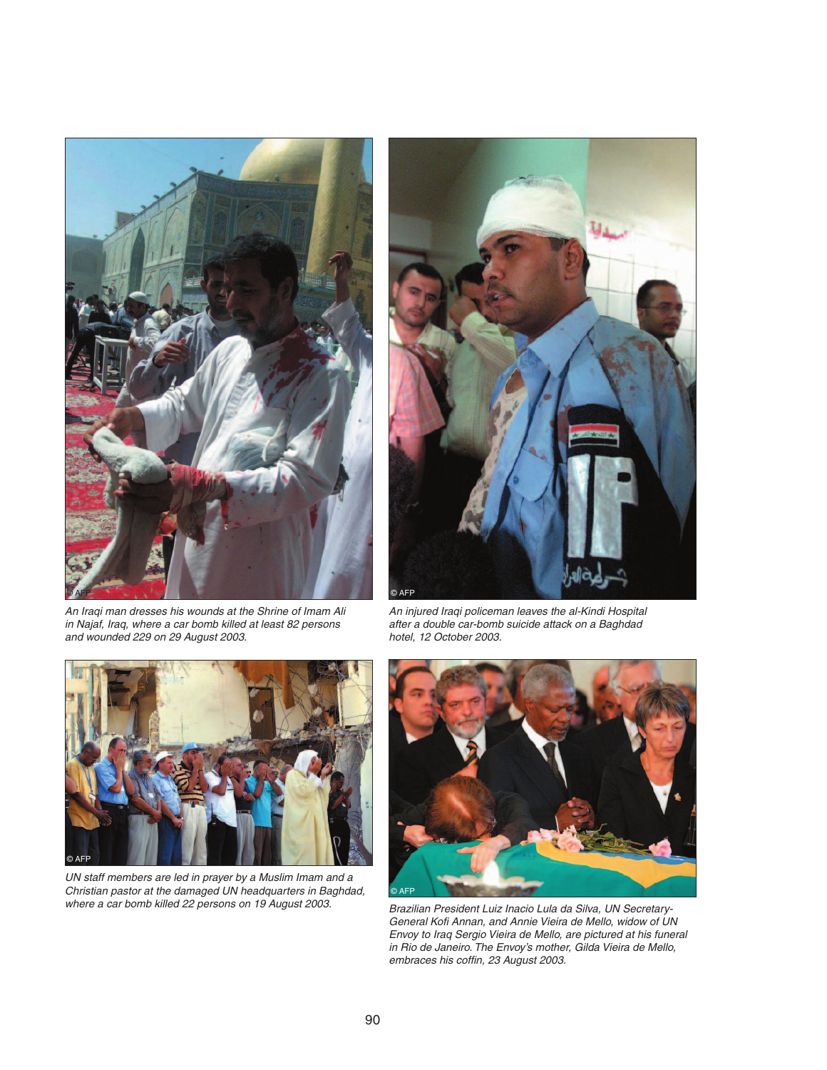*An Iraqi man dresses his wounds at the Shrine of Imam Ali in Najaf, Iraq, where a car bomb killed at least 82 persons and wounded 229 on 29 August 2003.*

*An injured Iraqi policeman leaves the al-Kindi Hospital after a double car-bomb suicide attack on a Baghdad hotel, 12 October 2003.*

*UN staff members are led in prayer by a Muslim Imam and a Christian pastor at the damaged UN headquarters in Baghdad, where a car bomb killed 22 persons on 19 August 2003.*

*Brazilian President Luiz Inacio Lula da Silva, UN Secretary-General Kofi Annan, and Annie Vieira de Mello, widow of UN Envoy to Iraq Sergio Vieira de Mello, are pictured at his funeral in Rio de Janeiro. The Envoy's mother, Gilda Vieira de Mello, embraces his coffin, 23 August 2003.*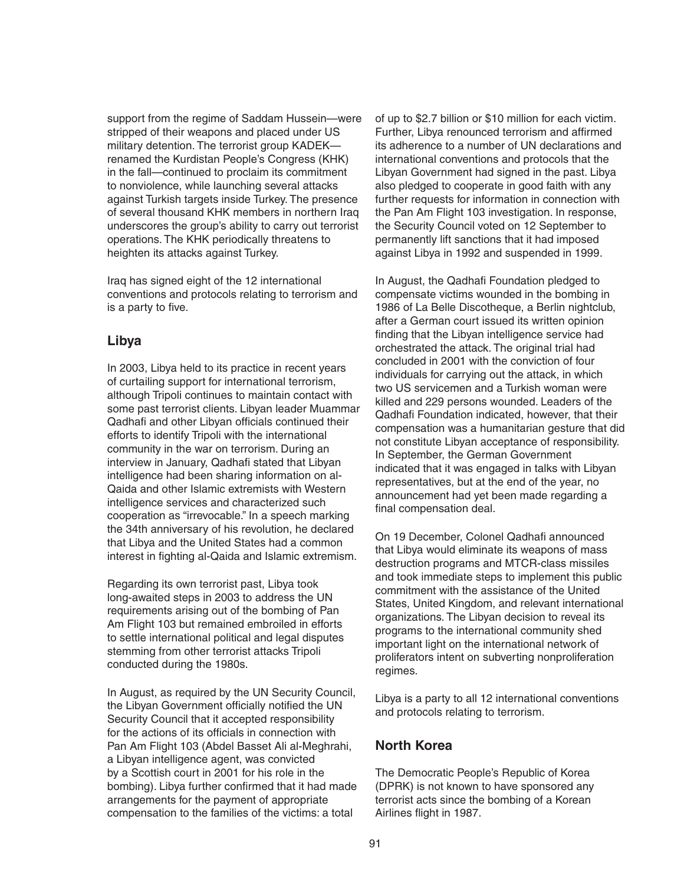support from the regime of Saddam Hussein—were stripped of their weapons and placed under US military detention. The terrorist group KADEK—renamed the Kurdistan People's Congress (KHK) in the fall—continued to proclaim its commitment to nonviolence, while launching several attacks against Turkish targets inside Turkey. The presence of several thousand KHK members in northern Iraq underscores the group's ability to carry out terrorist operations. The KHK periodically threatens to heighten its attacks against Turkey.

Iraq has signed eight of the 12 international conventions and protocols relating to terrorism and is a party to five.

## Libya

In 2003, Libya held to its practice in recent years of curtailing support for international terrorism, although Tripoli continues to maintain contact with some past terrorist clients. Libyan leader Muammar Qadhafi and other Libyan officials continued their efforts to identify Tripoli with the international community in the war on terrorism. During an interview in January, Qadhafi stated that Libyan intelligence had been sharing information on al-Qaida and other Islamic extremists with Western intelligence services and characterized such cooperation as "irrevocable." In a speech marking the 34th anniversary of his revolution, he declared that Libya and the United States had a common interest in fighting al-Qaida and Islamic extremism.

Regarding its own terrorist past, Libya took long-awaited steps in 2003 to address the UN requirements arising out of the bombing of Pan Am Flight 103 but remained embroiled in efforts to settle international political and legal disputes stemming from other terrorist attacks Tripoli conducted during the 1980s.

In August, as required by the UN Security Council, the Libyan Government officially notified the UN Security Council that it accepted responsibility for the actions of its officials in connection with Pan Am Flight 103 (Abdel Basset Ali al-Meghrahi, a Libyan intelligence agent, was convicted by a Scottish court in 2001 for his role in the bombing). Libya further confirmed that it had made arrangements for the payment of appropriate compensation to the families of the victims: a total of up to $2.7 billion or $10 million for each victim. Further, Libya renounced terrorism and affirmed its adherence to a number of UN declarations and international conventions and protocols that the Libyan Government had signed in the past. Libya also pledged to cooperate in good faith with any further requests for information in connection with the Pan Am Flight 103 investigation. In response, the Security Council voted on 12 September to permanently lift sanctions that it had imposed against Libya in 1992 and suspended in 1999.

In August, the Qadhafi Foundation pledged to compensate victims wounded in the bombing in 1986 of La Belle Discotheque, a Berlin nightclub, after a German court issued its written opinion finding that the Libyan intelligence service had orchestrated the attack. The original trial had concluded in 2001 with the conviction of four individuals for carrying out the attack, in which two US servicemen and a Turkish woman were killed and 229 persons wounded. Leaders of the Qadhafi Foundation indicated, however, that their compensation was a humanitarian gesture that did not constitute Libyan acceptance of responsibility. In September, the German Government indicated that it was engaged in talks with Libyan representatives, but at the end of the year, no announcement had yet been made regarding a final compensation deal.

On 19 December, Colonel Qadhafi announced that Libya would eliminate its weapons of mass destruction programs and MTCR-class missiles and took immediate steps to implement this public commitment with the assistance of the United States, United Kingdom, and relevant international organizations. The Libyan decision to reveal its programs to the international community shed important light on the international network of proliferators intent on subverting nonproliferation regimes.

Libya is a party to all 12 international conventions and protocols relating to terrorism.

## North Korea

The Democratic People's Republic of Korea (DPRK) is not known to have sponsored any terrorist acts since the bombing of a Korean Airlines flight in 1987.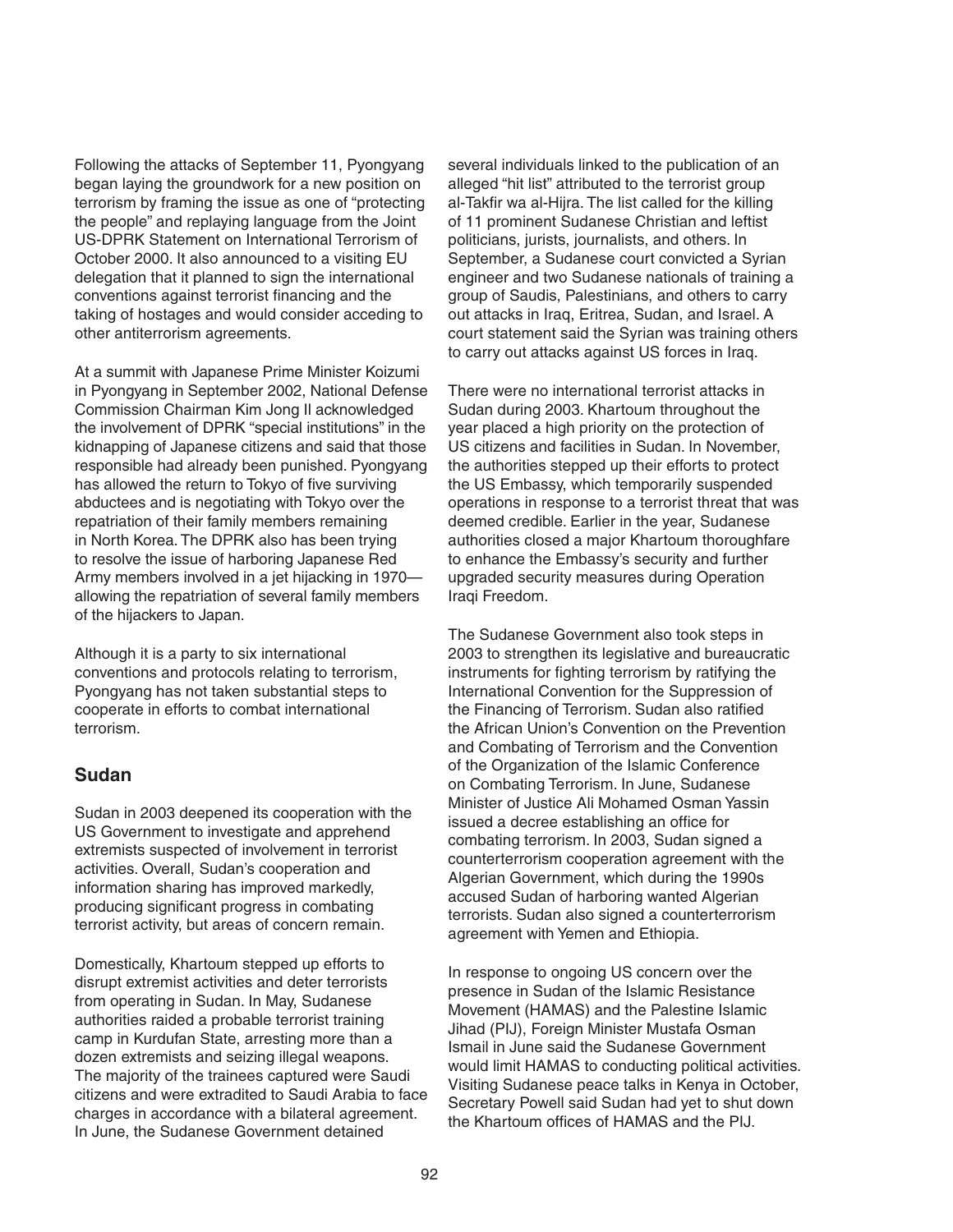Following the attacks of September 11, Pyongyang began laying the groundwork for a new position on terrorism by framing the issue as one of "protecting the people" and replaying language from the Joint US-DPRK Statement on International Terrorism of October 2000. It also announced to a visiting EU delegation that it planned to sign the international conventions against terrorist financing and the taking of hostages and would consider acceding to other antiterrorism agreements.

At a summit with Japanese Prime Minister Koizumi in Pyongyang in September 2002, National Defense Commission Chairman Kim Jong Il acknowledged the involvement of DPRK "special institutions" in the kidnapping of Japanese citizens and said that those responsible had already been punished. Pyongyang has allowed the return to Tokyo of five surviving abductees and is negotiating with Tokyo over the repatriation of their family members remaining in North Korea. The DPRK also has been trying to resolve the issue of harboring Japanese Red Army members involved in a jet hijacking in 1970—allowing the repatriation of several family members of the hijackers to Japan.

Although it is a party to six international conventions and protocols relating to terrorism, Pyongyang has not taken substantial steps to cooperate in efforts to combat international terrorism.

## Sudan

Sudan in 2003 deepened its cooperation with the US Government to investigate and apprehend extremists suspected of involvement in terrorist activities. Overall, Sudan's cooperation and information sharing has improved markedly, producing significant progress in combating terrorist activity, but areas of concern remain.

Domestically, Khartoum stepped up efforts to disrupt extremist activities and deter terrorists from operating in Sudan. In May, Sudanese authorities raided a probable terrorist training camp in Kurdufan State, arresting more than a dozen extremists and seizing illegal weapons. The majority of the trainees captured were Saudi citizens and were extradited to Saudi Arabia to face charges in accordance with a bilateral agreement. In June, the Sudanese Government detained several individuals linked to the publication of an alleged "hit list" attributed to the terrorist group al-Takfir wa al-Hijra. The list called for the killing of 11 prominent Sudanese Christian and leftist politicians, jurists, journalists, and others. In September, a Sudanese court convicted a Syrian engineer and two Sudanese nationals of training a group of Saudis, Palestinians, and others to carry out attacks in Iraq, Eritrea, Sudan, and Israel. A court statement said the Syrian was training others to carry out attacks against US forces in Iraq.

There were no international terrorist attacks in Sudan during 2003. Khartoum throughout the year placed a high priority on the protection of US citizens and facilities in Sudan. In November, the authorities stepped up their efforts to protect the US Embassy, which temporarily suspended operations in response to a terrorist threat that was deemed credible. Earlier in the year, Sudanese authorities closed a major Khartoum thoroughfare to enhance the Embassy's security and further upgraded security measures during Operation Iraqi Freedom.

The Sudanese Government also took steps in 2003 to strengthen its legislative and bureaucratic instruments for fighting terrorism by ratifying the International Convention for the Suppression of the Financing of Terrorism. Sudan also ratified the African Union's Convention on the Prevention and Combating of Terrorism and the Convention of the Organization of the Islamic Conference on Combating Terrorism. In June, Sudanese Minister of Justice Ali Mohamed Osman Yassin issued a decree establishing an office for combating terrorism. In 2003, Sudan signed a counterterrorism cooperation agreement with the Algerian Government, which during the 1990s accused Sudan of harboring wanted Algerian terrorists. Sudan also signed a counterterrorism agreement with Yemen and Ethiopia.

In response to ongoing US concern over the presence in Sudan of the Islamic Resistance Movement (HAMAS) and the Palestine Islamic Jihad (PIJ), Foreign Minister Mustafa Osman Ismail in June said the Sudanese Government would limit HAMAS to conducting political activities. Visiting Sudanese peace talks in Kenya in October, Secretary Powell said Sudan had yet to shut down the Khartoum offices of HAMAS and the PIJ.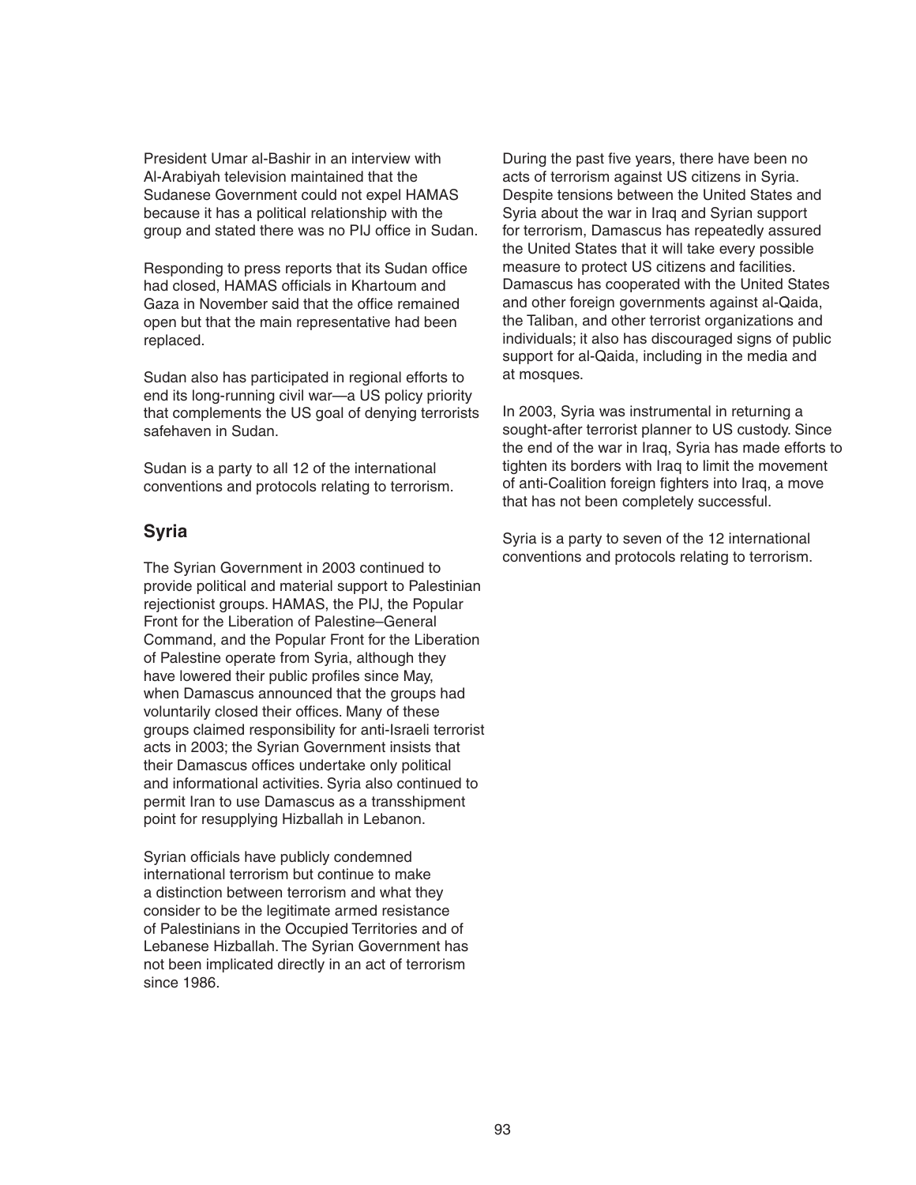President Umar al-Bashir in an interview with Al-Arabiyah television maintained that the Sudanese Government could not expel HAMAS because it has a political relationship with the group and stated there was no PIJ office in Sudan.

Responding to press reports that its Sudan office had closed, HAMAS officials in Khartoum and Gaza in November said that the office remained open but that the main representative had been replaced.

Sudan also has participated in regional efforts to end its long-running civil war—a US policy priority that complements the US goal of denying terrorists safehaven in Sudan.

Sudan is a party to all 12 of the international conventions and protocols relating to terrorism.

## Syria

The Syrian Government in 2003 continued to provide political and material support to Palestinian rejectionist groups. HAMAS, the PIJ, the Popular Front for the Liberation of Palestine–General Command, and the Popular Front for the Liberation of Palestine operate from Syria, although they have lowered their public profiles since May, when Damascus announced that the groups had voluntarily closed their offices. Many of these groups claimed responsibility for anti-Israeli terrorist acts in 2003; the Syrian Government insists that their Damascus offices undertake only political and informational activities. Syria also continued to permit Iran to use Damascus as a transshipment point for resupplying Hizballah in Lebanon.

Syrian officials have publicly condemned international terrorism but continue to make a distinction between terrorism and what they consider to be the legitimate armed resistance of Palestinians in the Occupied Territories and of Lebanese Hizballah. The Syrian Government has not been implicated directly in an act of terrorism since 1986.

During the past five years, there have been no acts of terrorism against US citizens in Syria. Despite tensions between the United States and Syria about the war in Iraq and Syrian support for terrorism, Damascus has repeatedly assured the United States that it will take every possible measure to protect US citizens and facilities. Damascus has cooperated with the United States and other foreign governments against al-Qaida, the Taliban, and other terrorist organizations and individuals; it also has discouraged signs of public support for al-Qaida, including in the media and at mosques.

In 2003, Syria was instrumental in returning a sought-after terrorist planner to US custody. Since the end of the war in Iraq, Syria has made efforts to tighten its borders with Iraq to limit the movement of anti-Coalition foreign fighters into Iraq, a move that has not been completely successful.

Syria is a party to seven of the 12 international conventions and protocols relating to terrorism.